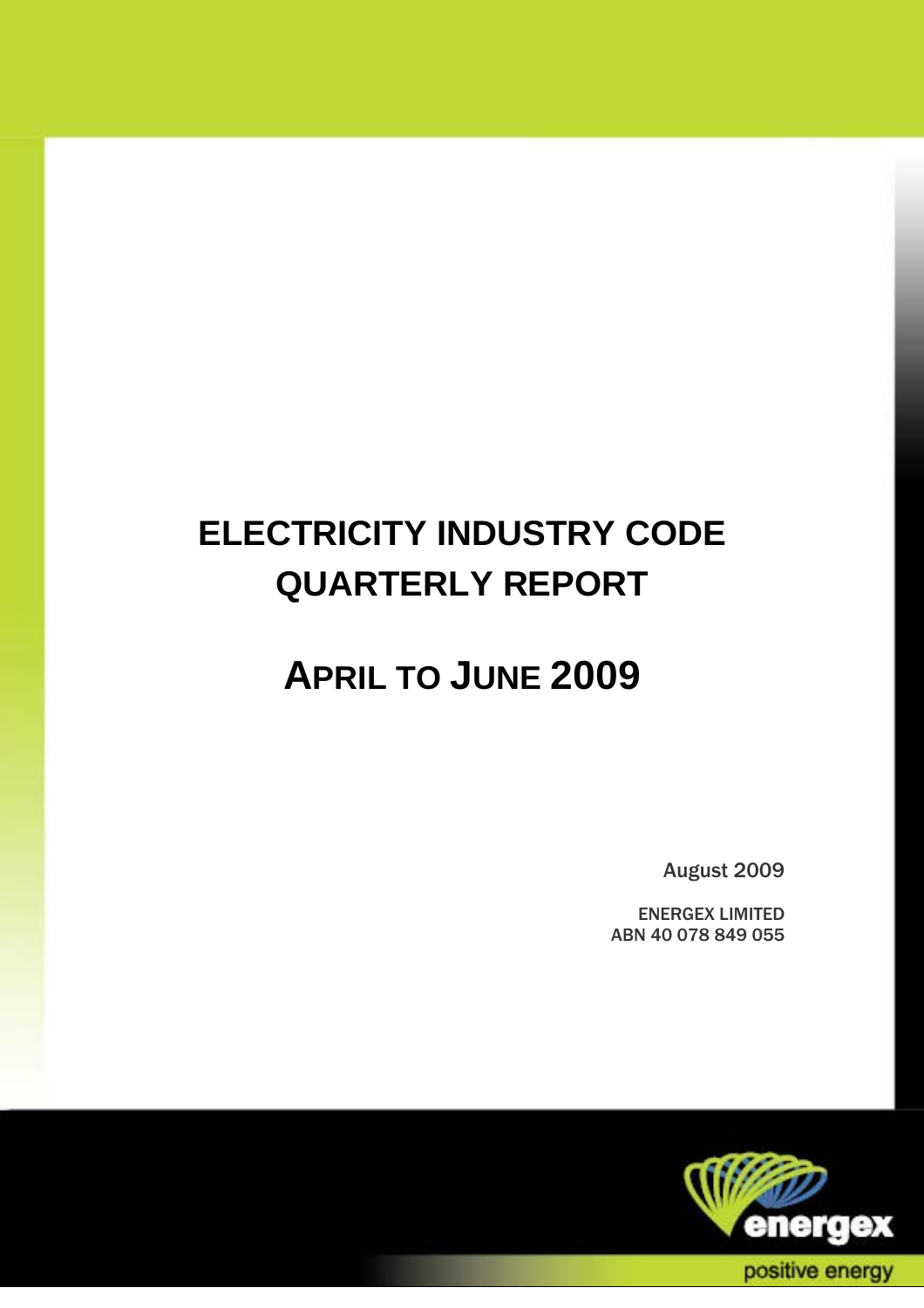# ELECTRICITY INDUSTRY CODE QUARTERLY REPORT

# APRIL TO JUNE 2009

August 2009

ENERGEX LIMITED
ABN 40 078 849 055

energex

positive energy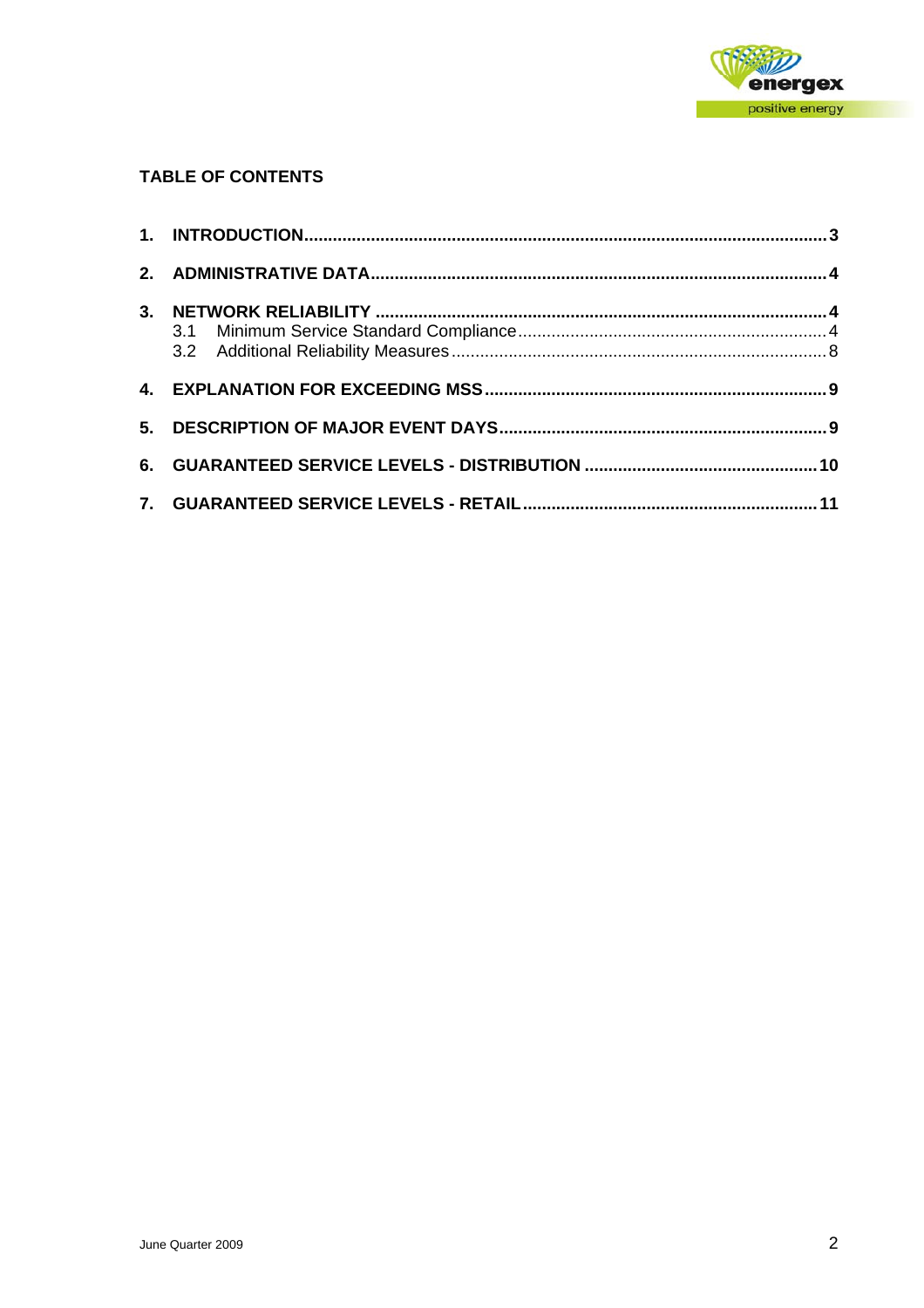## TABLE OF CONTENTS

1. INTRODUCTION ... 3
2. ADMINISTRATIVE DATA ... 4
3. NETWORK RELIABILITY ... 4
   - 3.1 Minimum Service Standard Compliance ... 4
   - 3.2 Additional Reliability Measures ... 8
4. EXPLANATION FOR EXCEEDING MSS ... 9
5. DESCRIPTION OF MAJOR EVENT DAYS ... 9
6. GUARANTEED SERVICE LEVELS - DISTRIBUTION ... 10
7. GUARANTEED SERVICE LEVELS - RETAIL ... 11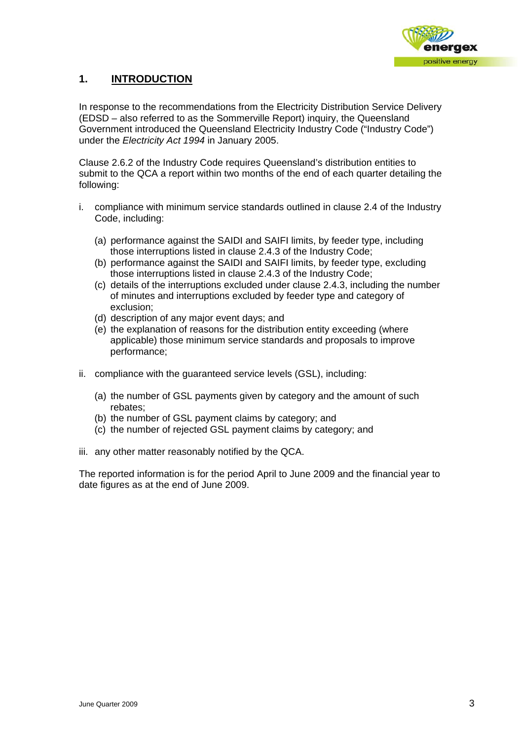# 1. INTRODUCTION

In response to the recommendations from the Electricity Distribution Service Delivery (EDSD – also referred to as the Sommerville Report) inquiry, the Queensland Government introduced the Queensland Electricity Industry Code ("Industry Code") under the *Electricity Act 1994* in January 2005.

Clause 2.6.2 of the Industry Code requires Queensland's distribution entities to submit to the QCA a report within two months of the end of each quarter detailing the following:

i. compliance with minimum service standards outlined in clause 2.4 of the Industry Code, including:

   (a) performance against the SAIDI and SAIFI limits, by feeder type, including those interruptions listed in clause 2.4.3 of the Industry Code;
   (b) performance against the SAIDI and SAIFI limits, by feeder type, excluding those interruptions listed in clause 2.4.3 of the Industry Code;
   (c) details of the interruptions excluded under clause 2.4.3, including the number of minutes and interruptions excluded by feeder type and category of exclusion;
   (d) description of any major event days; and
   (e) the explanation of reasons for the distribution entity exceeding (where applicable) those minimum service standards and proposals to improve performance;

ii. compliance with the guaranteed service levels (GSL), including:

   (a) the number of GSL payments given by category and the amount of such rebates;
   (b) the number of GSL payment claims by category; and
   (c) the number of rejected GSL payment claims by category; and

iii. any other matter reasonably notified by the QCA.

The reported information is for the period April to June 2009 and the financial year to date figures as at the end of June 2009.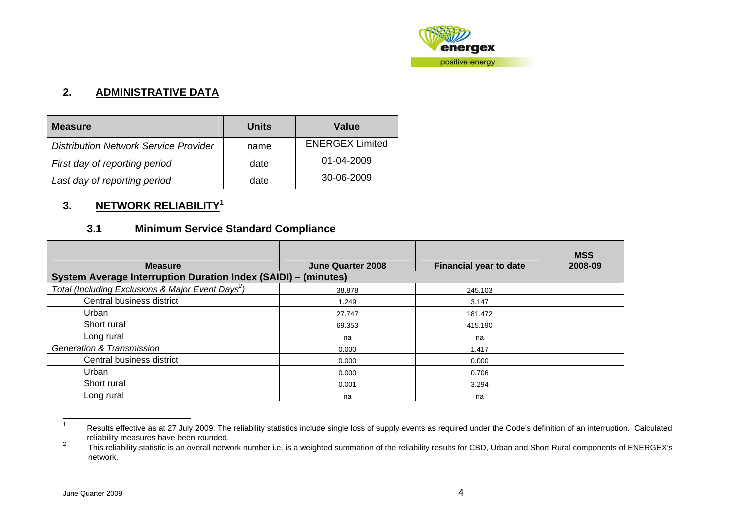## 2. ADMINISTRATIVE DATA

| Measure | Units | Value |
|---|---|---|
| *Distribution Network Service Provider* | name | ENERGEX Limited |
| *First day of reporting period* | date | 01-04-2009 |
| *Last day of reporting period* | date | 30-06-2009 |

## 3. NETWORK RELIABILITY[1]

### 3.1 Minimum Service Standard Compliance

| Measure | June Quarter 2008 | Financial year to date | MSS 2008-09 |
|---|---|---|---|
| **System Average Interruption Duration Index (SAIDI) – (minutes)** | | | |
| *Total (Including Exclusions & Major Event Days[2])* | 38.878 | 245.103 | |
| Central business district | 1.249 | 3.147 | |
| Urban | 27.747 | 181.472 | |
| Short rural | 69.353 | 415.190 | |
| Long rural | na | na | |
| *Generation & Transmission* | 0.000 | 1.417 | |
| Central business district | 0.000 | 0.000 | |
| Urban | 0.000 | 0.706 | |
| Short rural | 0.001 | 3.294 | |
| Long rural | na | na | |

---

[1] Results effective as at 27 July 2009. The reliability statistics include single loss of supply events as required under the Code's definition of an interruption. Calculated reliability measures have been rounded.

[2] This reliability statistic is an overall network number i.e. is a weighted summation of the reliability results for CBD, Urban and Short Rural components of ENERGEX's network.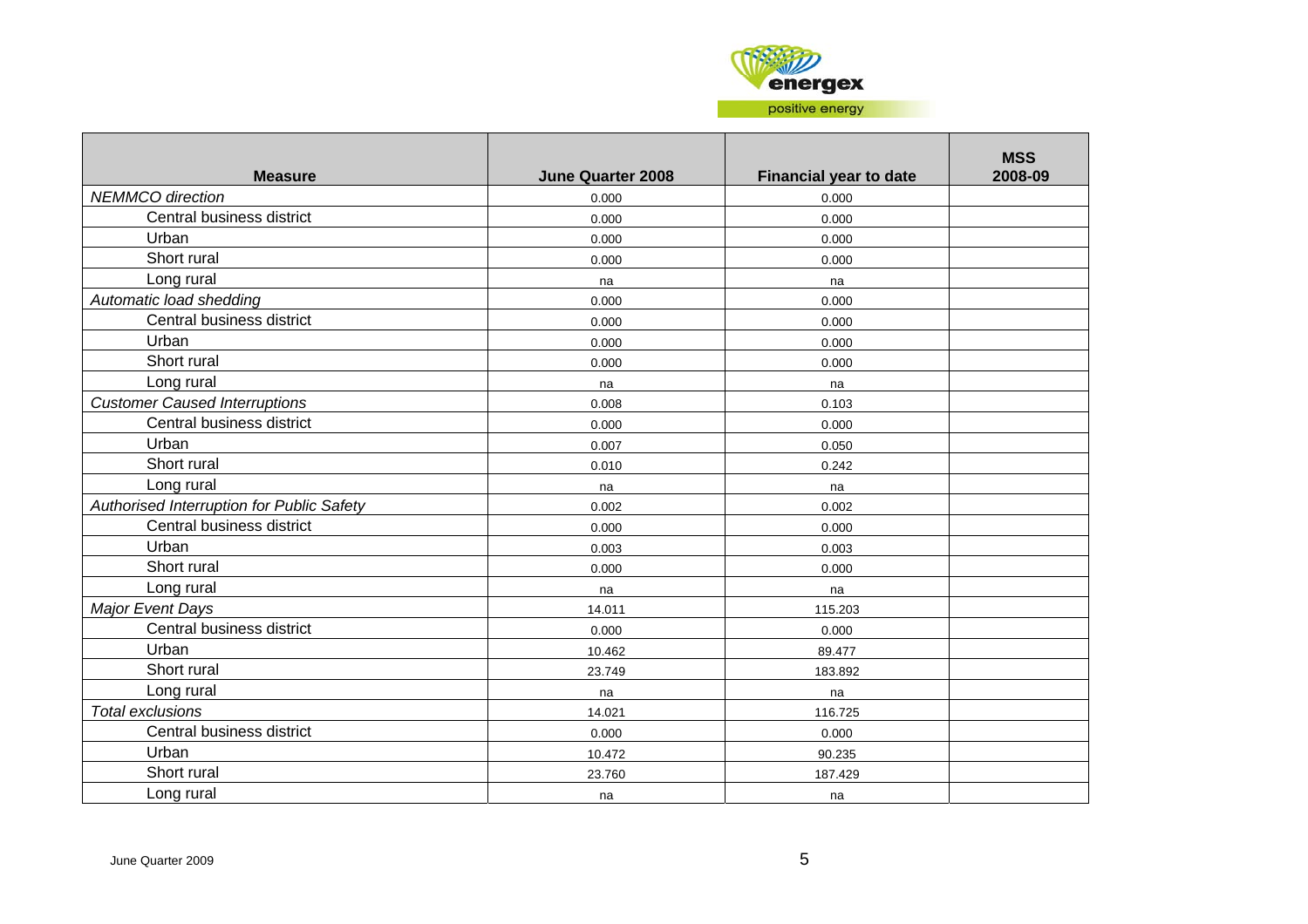| Measure | June Quarter 2008 | Financial year to date | MSS 2008-09 |
| --- | --- | --- | --- |
| *NEMMCO direction* | 0.000 | 0.000 | |
| Central business district | 0.000 | 0.000 | |
| Urban | 0.000 | 0.000 | |
| Short rural | 0.000 | 0.000 | |
| Long rural | na | na | |
| *Automatic load shedding* | 0.000 | 0.000 | |
| Central business district | 0.000 | 0.000 | |
| Urban | 0.000 | 0.000 | |
| Short rural | 0.000 | 0.000 | |
| Long rural | na | na | |
| *Customer Caused Interruptions* | 0.008 | 0.103 | |
| Central business district | 0.000 | 0.000 | |
| Urban | 0.007 | 0.050 | |
| Short rural | 0.010 | 0.242 | |
| Long rural | na | na | |
| *Authorised Interruption for Public Safety* | 0.002 | 0.002 | |
| Central business district | 0.000 | 0.000 | |
| Urban | 0.003 | 0.003 | |
| Short rural | 0.000 | 0.000 | |
| Long rural | na | na | |
| *Major Event Days* | 14.011 | 115.203 | |
| Central business district | 0.000 | 0.000 | |
| Urban | 10.462 | 89.477 | |
| Short rural | 23.749 | 183.892 | |
| Long rural | na | na | |
| *Total exclusions* | 14.021 | 116.725 | |
| Central business district | 0.000 | 0.000 | |
| Urban | 10.472 | 90.235 | |
| Short rural | 23.760 | 187.429 | |
| Long rural | na | na | |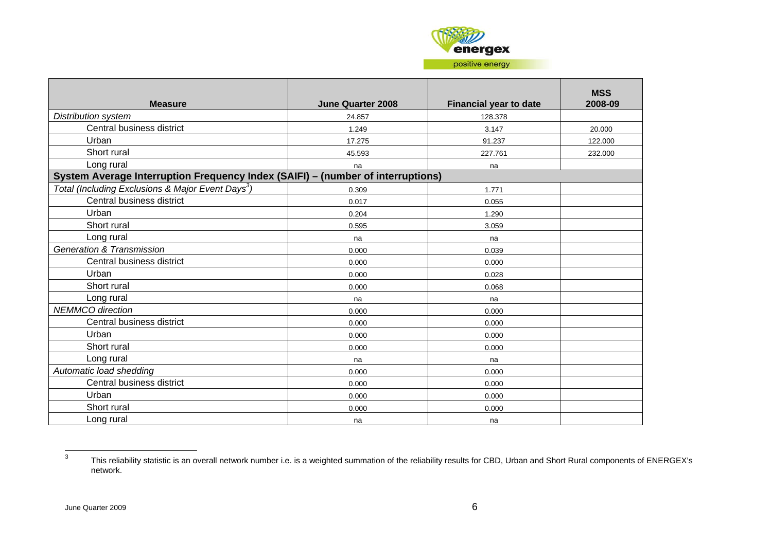| Measure | June Quarter 2008 | Financial year to date | MSS 2008-09 |
|---|---|---|---|
| *Distribution system* | 24.857 | 128.378 | |
| Central business district | 1.249 | 3.147 | 20.000 |
| Urban | 17.275 | 91.237 | 122.000 |
| Short rural | 45.593 | 227.761 | 232.000 |
| Long rural | na | na | |
| **System Average Interruption Frequency Index (SAIFI) – (number of interruptions)** | | | |
| *Total (Including Exclusions & Major Event Days[3])* | 0.309 | 1.771 | |
| Central business district | 0.017 | 0.055 | |
| Urban | 0.204 | 1.290 | |
| Short rural | 0.595 | 3.059 | |
| Long rural | na | na | |
| *Generation & Transmission* | 0.000 | 0.039 | |
| Central business district | 0.000 | 0.000 | |
| Urban | 0.000 | 0.028 | |
| Short rural | 0.000 | 0.068 | |
| Long rural | na | na | |
| *NEMMCO direction* | 0.000 | 0.000 | |
| Central business district | 0.000 | 0.000 | |
| Urban | 0.000 | 0.000 | |
| Short rural | 0.000 | 0.000 | |
| Long rural | na | na | |
| *Automatic load shedding* | 0.000 | 0.000 | |
| Central business district | 0.000 | 0.000 | |
| Urban | 0.000 | 0.000 | |
| Short rural | 0.000 | 0.000 | |
| Long rural | na | na | |

[3] This reliability statistic is an overall network number i.e. is a weighted summation of the reliability results for CBD, Urban and Short Rural components of ENERGEX's network.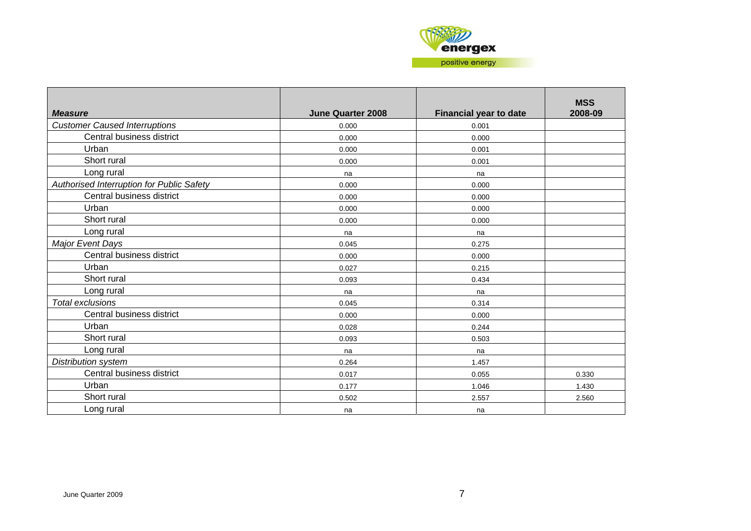| *Measure* | June Quarter 2008 | Financial year to date | MSS 2008-09 |
|---|---|---|---|
| *Customer Caused Interruptions* | 0.000 | 0.001 | |
| Central business district | 0.000 | 0.000 | |
| Urban | 0.000 | 0.001 | |
| Short rural | 0.000 | 0.001 | |
| Long rural | na | na | |
| *Authorised Interruption for Public Safety* | 0.000 | 0.000 | |
| Central business district | 0.000 | 0.000 | |
| Urban | 0.000 | 0.000 | |
| Short rural | 0.000 | 0.000 | |
| Long rural | na | na | |
| *Major Event Days* | 0.045 | 0.275 | |
| Central business district | 0.000 | 0.000 | |
| Urban | 0.027 | 0.215 | |
| Short rural | 0.093 | 0.434 | |
| Long rural | na | na | |
| *Total exclusions* | 0.045 | 0.314 | |
| Central business district | 0.000 | 0.000 | |
| Urban | 0.028 | 0.244 | |
| Short rural | 0.093 | 0.503 | |
| Long rural | na | na | |
| *Distribution system* | 0.264 | 1.457 | |
| Central business district | 0.017 | 0.055 | 0.330 |
| Urban | 0.177 | 1.046 | 1.430 |
| Short rural | 0.502 | 2.557 | 2.560 |
| Long rural | na | na | |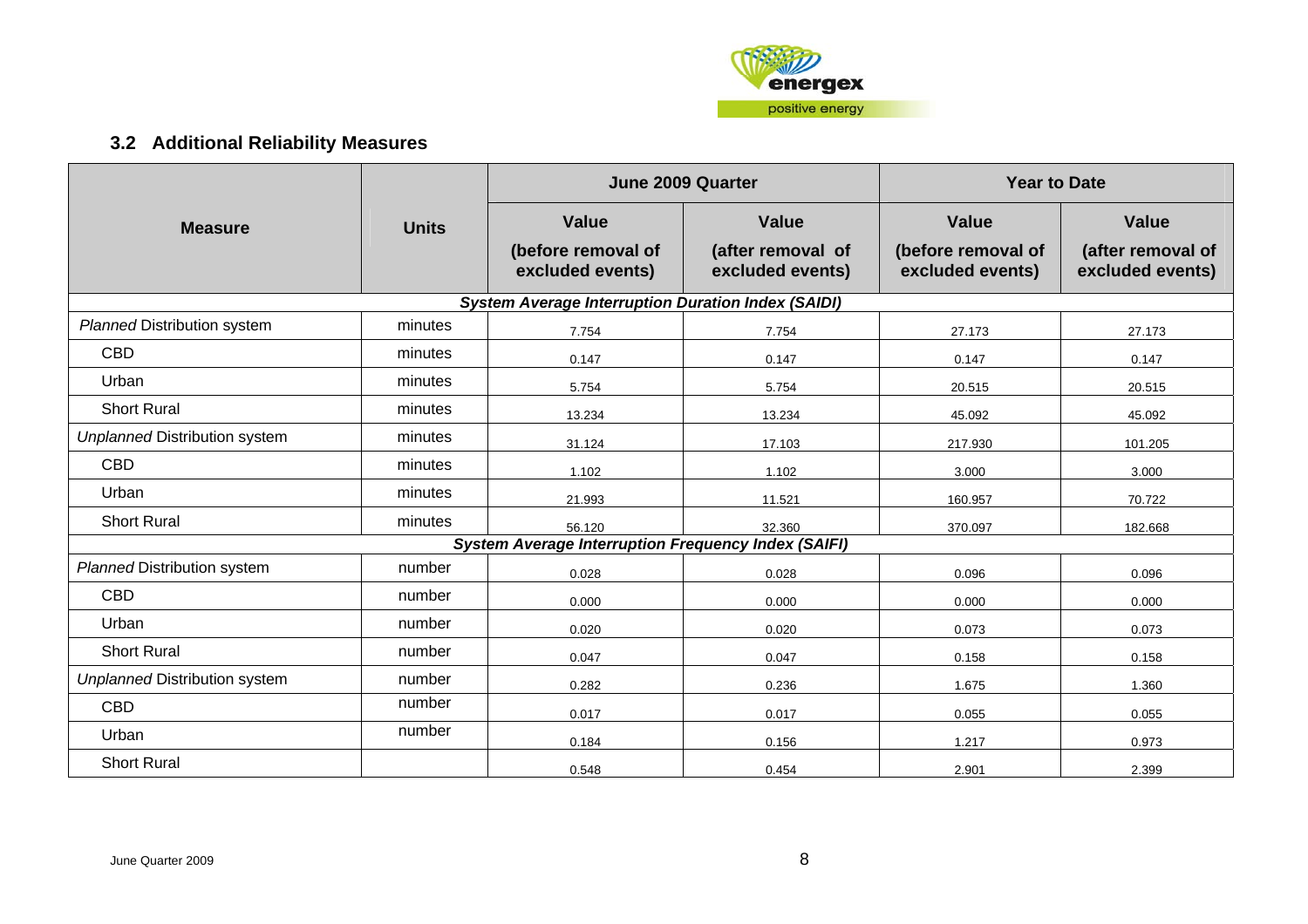### 3.2 Additional Reliability Measures

| Measure | Units | June 2009 Quarter | | Year to Date | |
|---|---|---|---|---|---|
| | | Value (before removal of excluded events) | Value (after removal of excluded events) | Value (before removal of excluded events) | Value (after removal of excluded events) |
| ***System Average Interruption Duration Index (SAIDI)*** | | | | | |
| *Planned* Distribution system | minutes | 7.754 | 7.754 | 27.173 | 27.173 |
| CBD | minutes | 0.147 | 0.147 | 0.147 | 0.147 |
| Urban | minutes | 5.754 | 5.754 | 20.515 | 20.515 |
| Short Rural | minutes | 13.234 | 13.234 | 45.092 | 45.092 |
| *Unplanned* Distribution system | minutes | 31.124 | 17.103 | 217.930 | 101.205 |
| CBD | minutes | 1.102 | 1.102 | 3.000 | 3.000 |
| Urban | minutes | 21.993 | 11.521 | 160.957 | 70.722 |
| Short Rural | minutes | 56.120 | 32.360 | 370.097 | 182.668 |
| ***System Average Interruption Frequency Index (SAIFI)*** | | | | | |
| *Planned* Distribution system | number | 0.028 | 0.028 | 0.096 | 0.096 |
| CBD | number | 0.000 | 0.000 | 0.000 | 0.000 |
| Urban | number | 0.020 | 0.020 | 0.073 | 0.073 |
| Short Rural | number | 0.047 | 0.047 | 0.158 | 0.158 |
| *Unplanned* Distribution system | number | 0.282 | 0.236 | 1.675 | 1.360 |
| CBD | number | 0.017 | 0.017 | 0.055 | 0.055 |
| Urban | number | 0.184 | 0.156 | 1.217 | 0.973 |
| Short Rural | | 0.548 | 0.454 | 2.901 | 2.399 |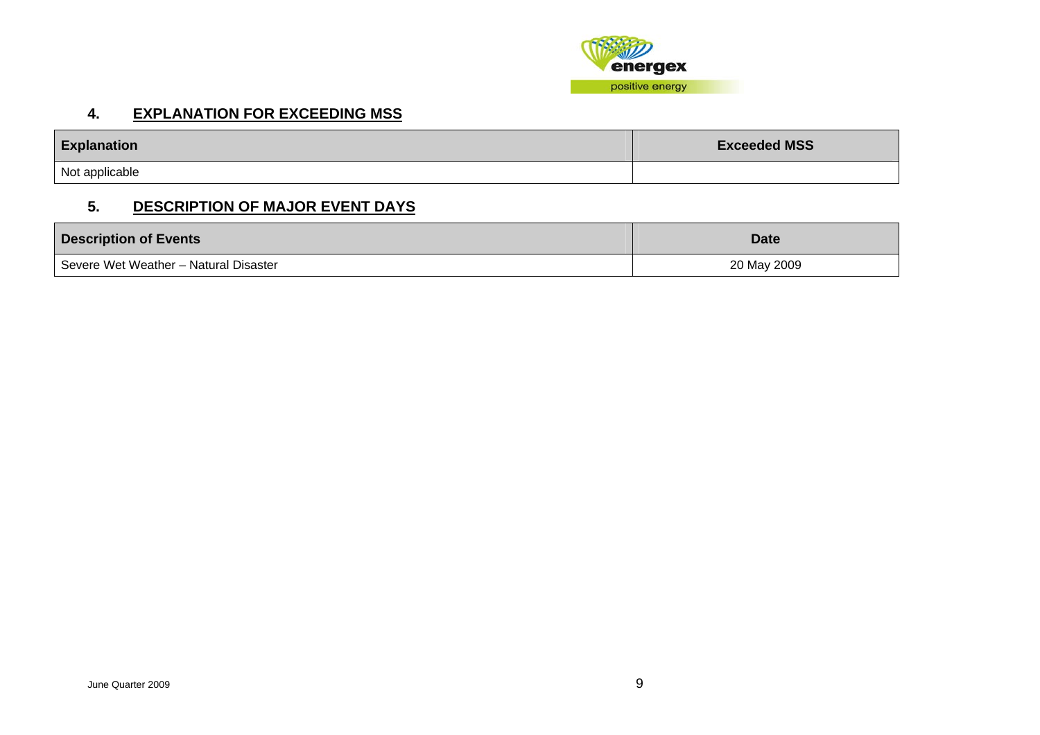## 4. EXPLANATION FOR EXCEEDING MSS

| Explanation | Exceeded MSS |
|---|---|
| Not applicable | |

## 5. DESCRIPTION OF MAJOR EVENT DAYS

| Description of Events | Date |
|---|---|
| Severe Wet Weather – Natural Disaster | 20 May 2009 |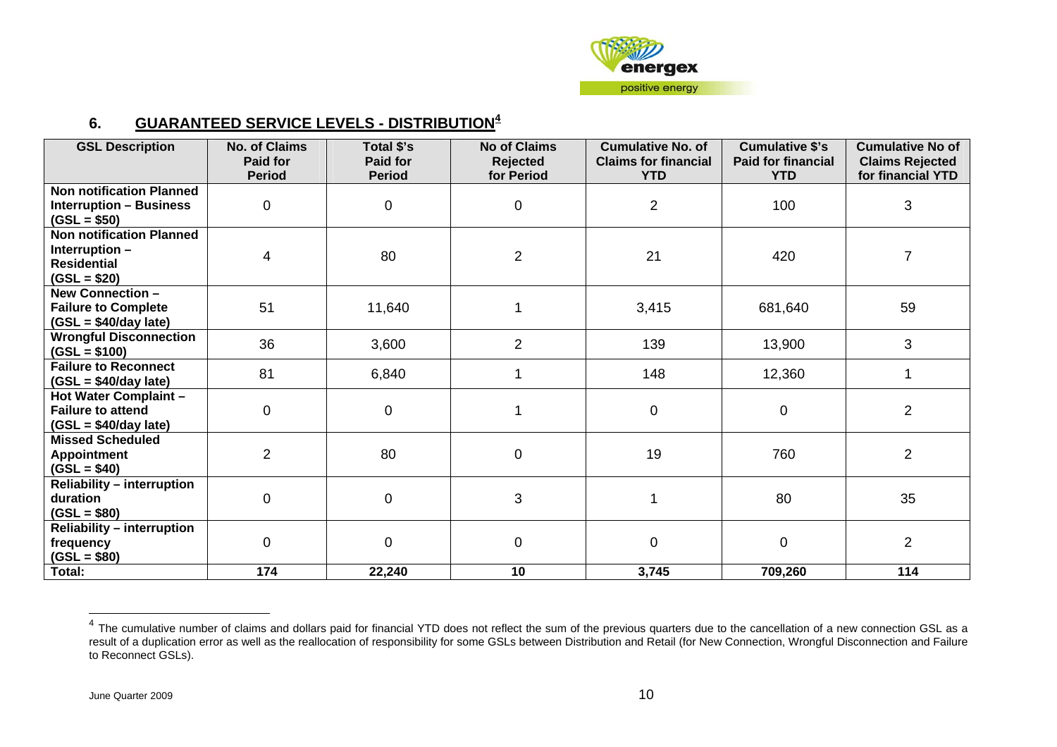## 6. GUARANTEED SERVICE LEVELS - DISTRIBUTION[4]

| GSL Description | No. of Claims Paid for Period | Total $'s Paid for Period | No of Claims Rejected for Period | Cumulative No. of Claims for financial YTD | Cumulative $'s Paid for financial YTD | Cumulative No of Claims Rejected for financial YTD |
|---|---|---|---|---|---|---|
| **Non notification Planned Interruption – Business (GSL = $50)** | 0 | 0 | 0 | 2 | 100 | 3 |
| **Non notification Planned Interruption – Residential (GSL = $20)** | 4 | 80 | 2 | 21 | 420 | 7 |
| **New Connection – Failure to Complete (GSL = $40/day late)** | 51 | 11,640 | 1 | 3,415 | 681,640 | 59 |
| **Wrongful Disconnection (GSL = $100)** | 36 | 3,600 | 2 | 139 | 13,900 | 3 |
| **Failure to Reconnect (GSL = $40/day late)** | 81 | 6,840 | 1 | 148 | 12,360 | 1 |
| **Hot Water Complaint – Failure to attend (GSL = $40/day late)** | 0 | 0 | 1 | 0 | 0 | 2 |
| **Missed Scheduled Appointment (GSL = $40)** | 2 | 80 | 0 | 19 | 760 | 2 |
| **Reliability – interruption duration (GSL = $80)** | 0 | 0 | 3 | 1 | 80 | 35 |
| **Reliability – interruption frequency (GSL = $80)** | 0 | 0 | 0 | 0 | 0 | 2 |
| **Total:** | **174** | **22,240** | **10** | **3,745** | **709,260** | **114** |

[4] The cumulative number of claims and dollars paid for financial YTD does not reflect the sum of the previous quarters due to the cancellation of a new connection GSL as a result of a duplication error as well as the reallocation of responsibility for some GSLs between Distribution and Retail (for New Connection, Wrongful Disconnection and Failure to Reconnect GSLs).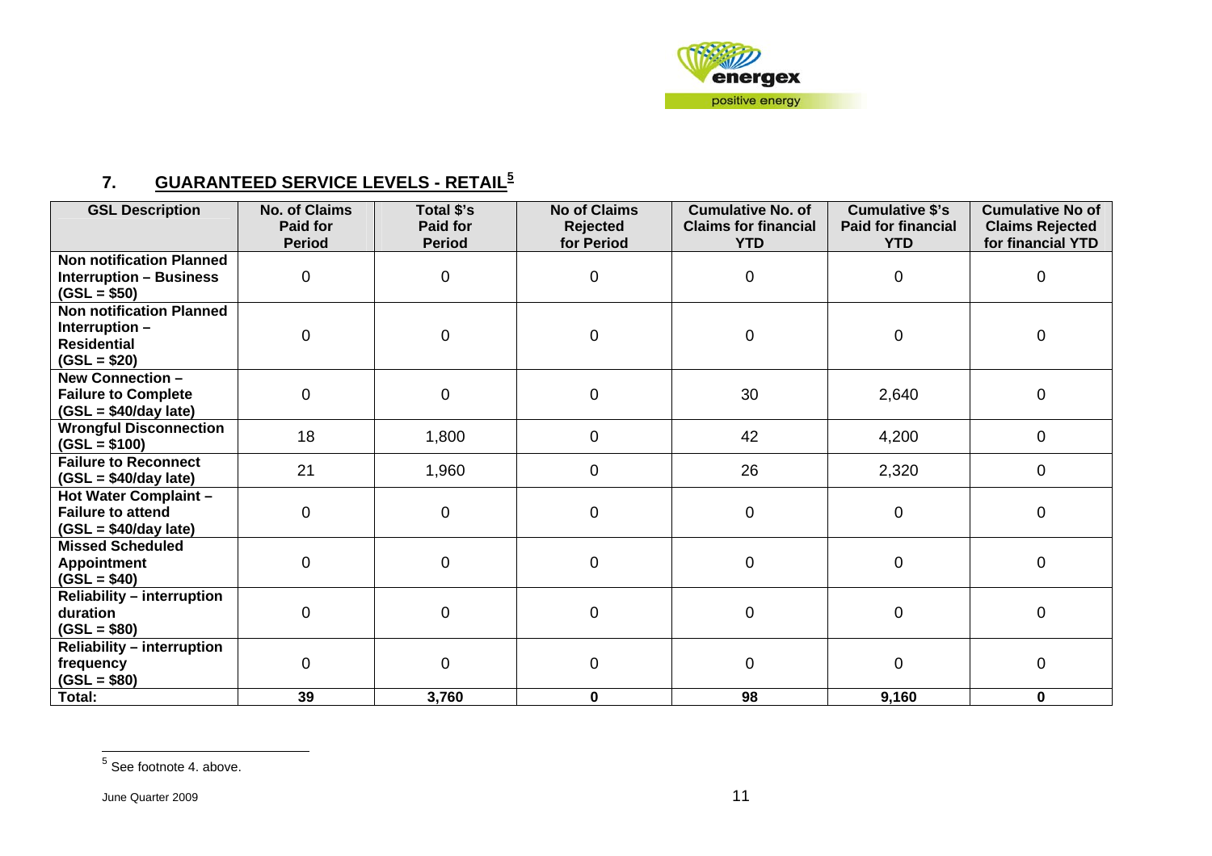## 7. GUARANTEED SERVICE LEVELS - RETAIL[5]

| GSL Description | No. of Claims Paid for Period | Total $'s Paid for Period | No of Claims Rejected for Period | Cumulative No. of Claims for financial YTD | Cumulative $'s Paid for financial YTD | Cumulative No of Claims Rejected for financial YTD |
|---|---|---|---|---|---|---|
| **Non notification Planned Interruption – Business (GSL = $50)** | 0 | 0 | 0 | 0 | 0 | 0 |
| **Non notification Planned Interruption – Residential (GSL = $20)** | 0 | 0 | 0 | 0 | 0 | 0 |
| **New Connection – Failure to Complete (GSL = $40/day late)** | 0 | 0 | 0 | 30 | 2,640 | 0 |
| **Wrongful Disconnection (GSL = $100)** | 18 | 1,800 | 0 | 42 | 4,200 | 0 |
| **Failure to Reconnect (GSL = $40/day late)** | 21 | 1,960 | 0 | 26 | 2,320 | 0 |
| **Hot Water Complaint – Failure to attend (GSL = $40/day late)** | 0 | 0 | 0 | 0 | 0 | 0 |
| **Missed Scheduled Appointment (GSL = $40)** | 0 | 0 | 0 | 0 | 0 | 0 |
| **Reliability – interruption duration (GSL = $80)** | 0 | 0 | 0 | 0 | 0 | 0 |
| **Reliability – interruption frequency (GSL = $80)** | 0 | 0 | 0 | 0 | 0 | 0 |
| **Total:** | **39** | **3,760** | **0** | **98** | **9,160** | **0** |

[5] See footnote 4. above.